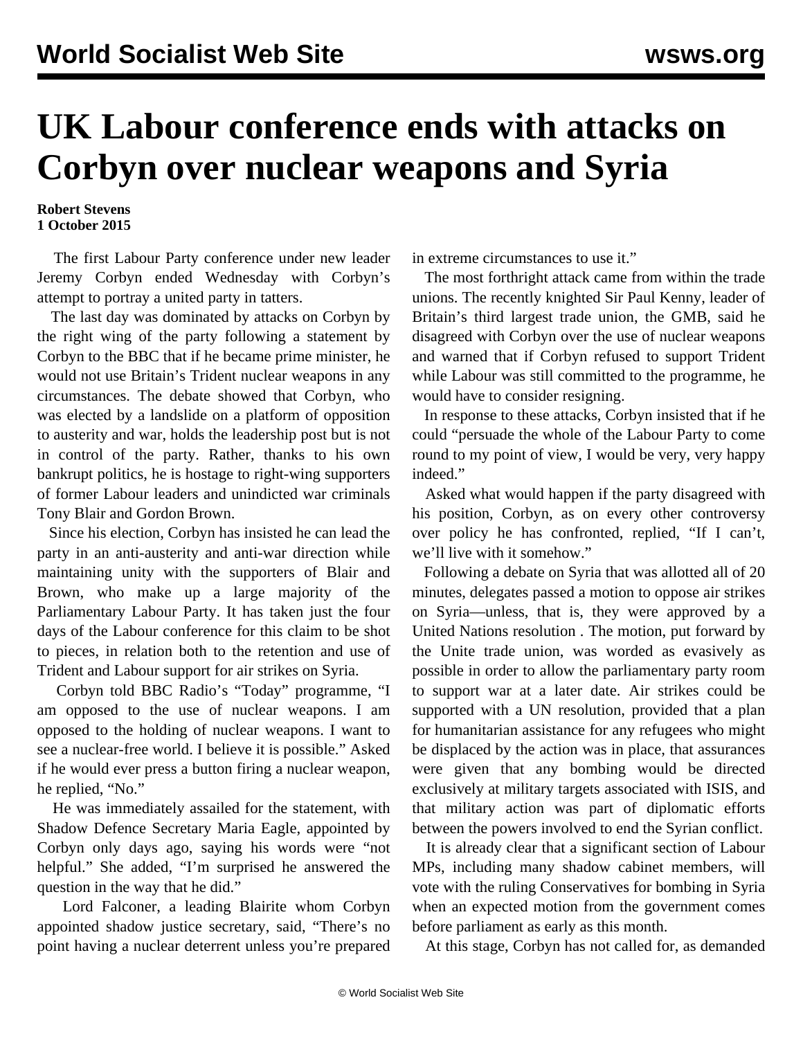# UK Labour conference ends with attacks on Corbyn over nuclear weapons and Syria

**Robert Stevens**
**1 October 2015**

The first Labour Party conference under new leader Jeremy Corbyn ended Wednesday with Corbyn's attempt to portray a united party in tatters.

The last day was dominated by attacks on Corbyn by the right wing of the party following a statement by Corbyn to the BBC that if he became prime minister, he would not use Britain's Trident nuclear weapons in any circumstances. The debate showed that Corbyn, who was elected by a landslide on a platform of opposition to austerity and war, holds the leadership post but is not in control of the party. Rather, thanks to his own bankrupt politics, he is hostage to right-wing supporters of former Labour leaders and unindicted war criminals Tony Blair and Gordon Brown.

Since his election, Corbyn has insisted he can lead the party in an anti-austerity and anti-war direction while maintaining unity with the supporters of Blair and Brown, who make up a large majority of the Parliamentary Labour Party. It has taken just the four days of the Labour conference for this claim to be shot to pieces, in relation both to the retention and use of Trident and Labour support for air strikes on Syria.

Corbyn told BBC Radio's "Today" programme, "I am opposed to the use of nuclear weapons. I am opposed to the holding of nuclear weapons. I want to see a nuclear-free world. I believe it is possible." Asked if he would ever press a button firing a nuclear weapon, he replied, "No."

He was immediately assailed for the statement, with Shadow Defence Secretary Maria Eagle, appointed by Corbyn only days ago, saying his words were "not helpful." She added, "I'm surprised he answered the question in the way that he did."

Lord Falconer, a leading Blairite whom Corbyn appointed shadow justice secretary, said, "There's no point having a nuclear deterrent unless you're prepared in extreme circumstances to use it."

The most forthright attack came from within the trade unions. The recently knighted Sir Paul Kenny, leader of Britain's third largest trade union, the GMB, said he disagreed with Corbyn over the use of nuclear weapons and warned that if Corbyn refused to support Trident while Labour was still committed to the programme, he would have to consider resigning.

In response to these attacks, Corbyn insisted that if he could "persuade the whole of the Labour Party to come round to my point of view, I would be very, very happy indeed."

Asked what would happen if the party disagreed with his position, Corbyn, as on every other controversy over policy he has confronted, replied, "If I can't, we'll live with it somehow."

Following a debate on Syria that was allotted all of 20 minutes, delegates passed a motion to oppose air strikes on Syria—unless, that is, they were approved by a United Nations resolution . The motion, put forward by the Unite trade union, was worded as evasively as possible in order to allow the parliamentary party room to support war at a later date. Air strikes could be supported with a UN resolution, provided that a plan for humanitarian assistance for any refugees who might be displaced by the action was in place, that assurances were given that any bombing would be directed exclusively at military targets associated with ISIS, and that military action was part of diplomatic efforts between the powers involved to end the Syrian conflict.

It is already clear that a significant section of Labour MPs, including many shadow cabinet members, will vote with the ruling Conservatives for bombing in Syria when an expected motion from the government comes before parliament as early as this month.

At this stage, Corbyn has not called for, as demanded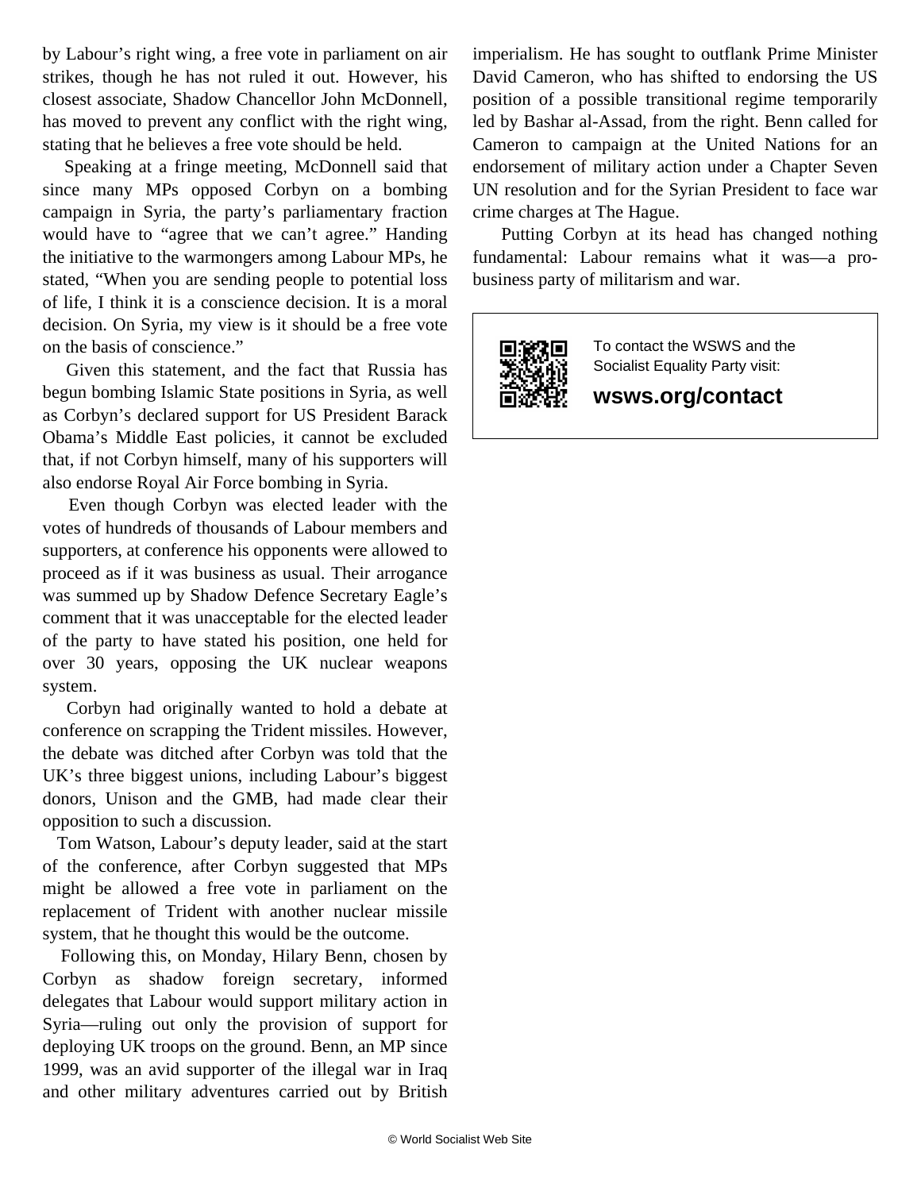by Labour's right wing, a free vote in parliament on air strikes, though he has not ruled it out. However, his closest associate, Shadow Chancellor John McDonnell, has moved to prevent any conflict with the right wing, stating that he believes a free vote should be held.

Speaking at a fringe meeting, McDonnell said that since many MPs opposed Corbyn on a bombing campaign in Syria, the party's parliamentary fraction would have to "agree that we can't agree." Handing the initiative to the warmongers among Labour MPs, he stated, "When you are sending people to potential loss of life, I think it is a conscience decision. It is a moral decision. On Syria, my view is it should be a free vote on the basis of conscience."

Given this statement, and the fact that Russia has begun bombing Islamic State positions in Syria, as well as Corbyn's declared support for US President Barack Obama's Middle East policies, it cannot be excluded that, if not Corbyn himself, many of his supporters will also endorse Royal Air Force bombing in Syria.

Even though Corbyn was elected leader with the votes of hundreds of thousands of Labour members and supporters, at conference his opponents were allowed to proceed as if it was business as usual. Their arrogance was summed up by Shadow Defence Secretary Eagle's comment that it was unacceptable for the elected leader of the party to have stated his position, one held for over 30 years, opposing the UK nuclear weapons system.

Corbyn had originally wanted to hold a debate at conference on scrapping the Trident missiles. However, the debate was ditched after Corbyn was told that the UK's three biggest unions, including Labour's biggest donors, Unison and the GMB, had made clear their opposition to such a discussion.

Tom Watson, Labour's deputy leader, said at the start of the conference, after Corbyn suggested that MPs might be allowed a free vote in parliament on the replacement of Trident with another nuclear missile system, that he thought this would be the outcome.

Following this, on Monday, Hilary Benn, chosen by Corbyn as shadow foreign secretary, informed delegates that Labour would support military action in Syria—ruling out only the provision of support for deploying UK troops on the ground. Benn, an MP since 1999, was an avid supporter of the illegal war in Iraq and other military adventures carried out by British imperialism. He has sought to outflank Prime Minister David Cameron, who has shifted to endorsing the US position of a possible transitional regime temporarily led by Bashar al-Assad, from the right. Benn called for Cameron to campaign at the United Nations for an endorsement of military action under a Chapter Seven UN resolution and for the Syrian President to face war crime charges at The Hague.

Putting Corbyn at its head has changed nothing fundamental: Labour remains what it was—a pro-business party of militarism and war.

To contact the WSWS and the Socialist Equality Party visit:

**wsws.org/contact**